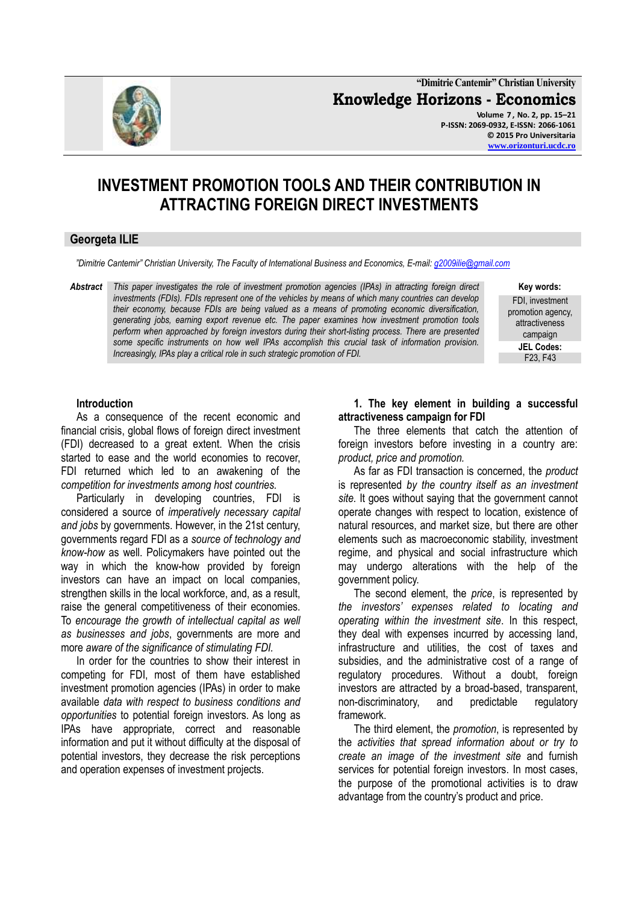# INVESTMENT PROMOTION TOOLS AND THEIR CONTRIBUTION IN ATTRACTING FOREIGN DIRECT INVESTMENTS

**Georgeta ILIE**

*"Dimitrie Cantemir" Christian University, The Faculty of International Business and Economics, E-mail: g2009ilie@gmail.com*

**Abstract** *This paper investigates the role of investment promotion agencies (IPAs) in attracting foreign direct investments (FDIs). FDIs represent one of the vehicles by means of which many countries can develop their economy, because FDIs are being valued as a means of promoting economic diversification, generating jobs, earning export revenue etc. The paper examines how investment promotion tools perform when approached by foreign investors during their short-listing process. There are presented some specific instruments on how well IPAs accomplish this crucial task of information provision. Increasingly, IPAs play a critical role in such strategic promotion of FDI.*

**Key words:** FDI, investment promotion agency, attractiveness campaign

**JEL Codes:** F23, F43

## Introduction

As a consequence of the recent economic and financial crisis, global flows of foreign direct investment (FDI) decreased to a great extent. When the crisis started to ease and the world economies to recover, FDI returned which led to an awakening of the *competition for investments among host countries.*

Particularly in developing countries, FDI is considered a source of *imperatively necessary capital and jobs* by governments. However, in the 21st century, governments regard FDI as a *source of technology and know-how* as well. Policymakers have pointed out the way in which the know-how provided by foreign investors can have an impact on local companies, strengthen skills in the local workforce, and, as a result, raise the general competitiveness of their economies. To *encourage the growth of intellectual capital as well as businesses and jobs*, governments are more and more *aware of the significance of stimulating FDI.*

In order for the countries to show their interest in competing for FDI, most of them have established investment promotion agencies (IPAs) in order to make available *data with respect to business conditions and opportunities* to potential foreign investors. As long as IPAs have appropriate, correct and reasonable information and put it without difficulty at the disposal of potential investors, they decrease the risk perceptions and operation expenses of investment projects.

## 1. The key element in building a successful attractiveness campaign for FDI

The three elements that catch the attention of foreign investors before investing in a country are: *product, price and promotion.*

As far as FDI transaction is concerned, the *product* is represented *by the country itself as an investment site.* It goes without saying that the government cannot operate changes with respect to location, existence of natural resources, and market size, but there are other elements such as macroeconomic stability, investment regime, and physical and social infrastructure which may undergo alterations with the help of the government policy.

The second element, the *price*, is represented by *the investors' expenses related to locating and operating within the investment site*. In this respect, they deal with expenses incurred by accessing land, infrastructure and utilities, the cost of taxes and subsidies, and the administrative cost of a range of regulatory procedures. Without a doubt, foreign investors are attracted by a broad-based, transparent, non-discriminatory, and predictable regulatory framework.

The third element, the *promotion*, is represented by the *activities that spread information about or try to create an image of the investment site* and furnish services for potential foreign investors. In most cases, the purpose of the promotional activities is to draw advantage from the country's product and price.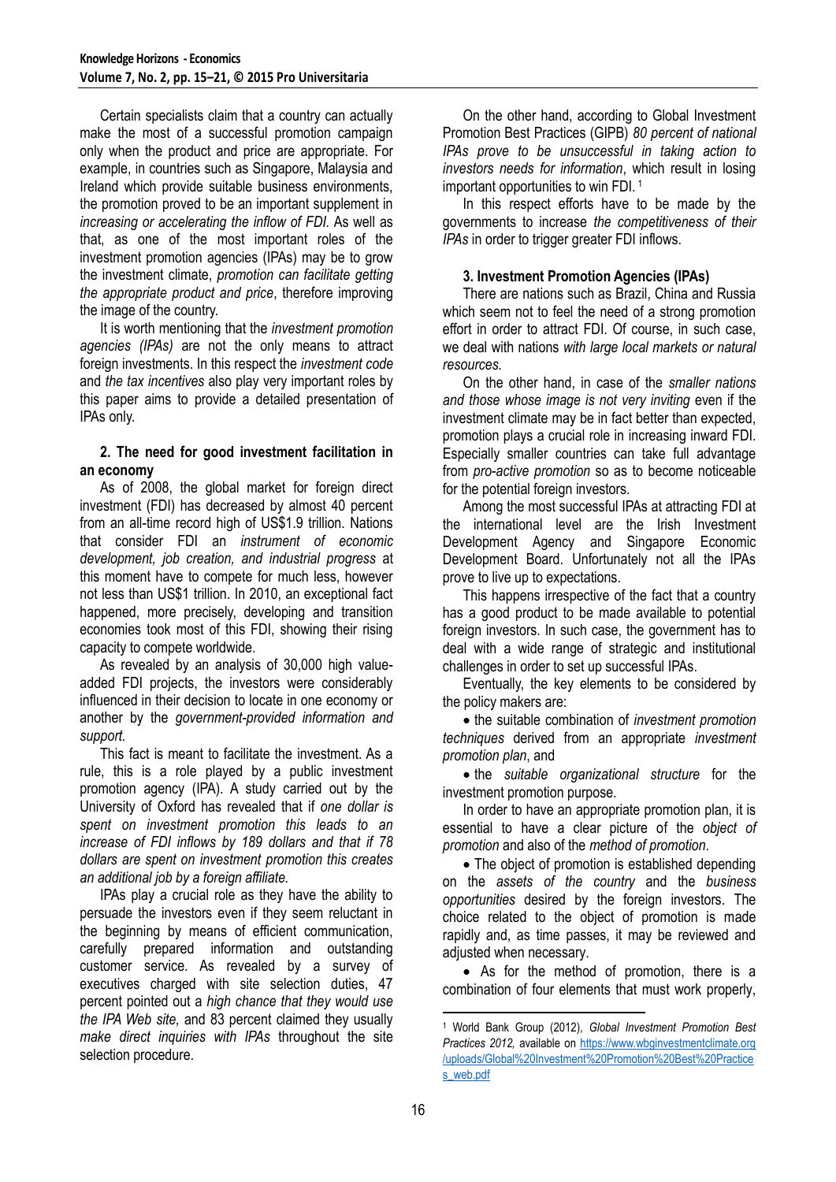Certain specialists claim that a country can actually make the most of a successful promotion campaign only when the product and price are appropriate. For example, in countries such as Singapore, Malaysia and Ireland which provide suitable business environments, the promotion proved to be an important supplement in *increasing or accelerating the inflow of FDI.* As well as that, as one of the most important roles of the investment promotion agencies (IPAs) may be to grow the investment climate, *promotion can facilitate getting the appropriate product and price*, therefore improving the image of the country.

It is worth mentioning that the *investment promotion agencies (IPAs)* are not the only means to attract foreign investments. In this respect the *investment code* and *the tax incentives* also play very important roles by this paper aims to provide a detailed presentation of IPAs only.

## 2. The need for good investment facilitation in an economy

As of 2008, the global market for foreign direct investment (FDI) has decreased by almost 40 percent from an all-time record high of US$1.9 trillion. Nations that consider FDI an *instrument of economic development, job creation, and industrial progress* at this moment have to compete for much less, however not less than US$1 trillion. In 2010, an exceptional fact happened, more precisely, developing and transition economies took most of this FDI, showing their rising capacity to compete worldwide.

As revealed by an analysis of 30,000 high value-added FDI projects, the investors were considerably influenced in their decision to locate in one economy or another by the *government-provided information and support.*

This fact is meant to facilitate the investment. As a rule, this is a role played by a public investment promotion agency (IPA). A study carried out by the University of Oxford has revealed that if *one dollar is spent on investment promotion this leads to an increase of FDI inflows by 189 dollars and that if 78 dollars are spent on investment promotion this creates an additional job by a foreign affiliate.*

IPAs play a crucial role as they have the ability to persuade the investors even if they seem reluctant in the beginning by means of efficient communication, carefully prepared information and outstanding customer service. As revealed by a survey of executives charged with site selection duties, 47 percent pointed out a *high chance that they would use the IPA Web site,* and 83 percent claimed they usually *make direct inquiries with IPAs* throughout the site selection procedure.

On the other hand, according to Global Investment Promotion Best Practices (GIPB) *80 percent of national IPAs prove to be unsuccessful in taking action to investors needs for information*, which result in losing important opportunities to win FDI.[1]

In this respect efforts have to be made by the governments to increase *the competitiveness of their IPAs* in order to trigger greater FDI inflows.

## 3. Investment Promotion Agencies (IPAs)

There are nations such as Brazil, China and Russia which seem not to feel the need of a strong promotion effort in order to attract FDI. Of course, in such case, we deal with nations *with large local markets or natural resources.*

On the other hand, in case of the *smaller nations and those whose image is not very inviting* even if the investment climate may be in fact better than expected, promotion plays a crucial role in increasing inward FDI. Especially smaller countries can take full advantage from *pro-active promotion* so as to become noticeable for the potential foreign investors.

Among the most successful IPAs at attracting FDI at the international level are the Irish Investment Development Agency and Singapore Economic Development Board. Unfortunately not all the IPAs prove to live up to expectations.

This happens irrespective of the fact that a country has a good product to be made available to potential foreign investors. In such case, the government has to deal with a wide range of strategic and institutional challenges in order to set up successful IPAs.

Eventually, the key elements to be considered by the policy makers are:

- the suitable combination of *investment promotion techniques* derived from an appropriate *investment promotion plan*, and
- the *suitable organizational structure* for the investment promotion purpose.

In order to have an appropriate promotion plan, it is essential to have a clear picture of the *object of promotion* and also of the *method of promotion*.

- The object of promotion is established depending on the *assets of the country* and the *business opportunities* desired by the foreign investors. The choice related to the object of promotion is made rapidly and, as time passes, it may be reviewed and adjusted when necessary.
- As for the method of promotion, there is a combination of four elements that must work properly,

[1] World Bank Group (2012), *Global Investment Promotion Best Practices 2012,* available on https://www.wbginvestmentclimate.org/uploads/Global%20Investment%20Promotion%20Best%20Practices_web.pdf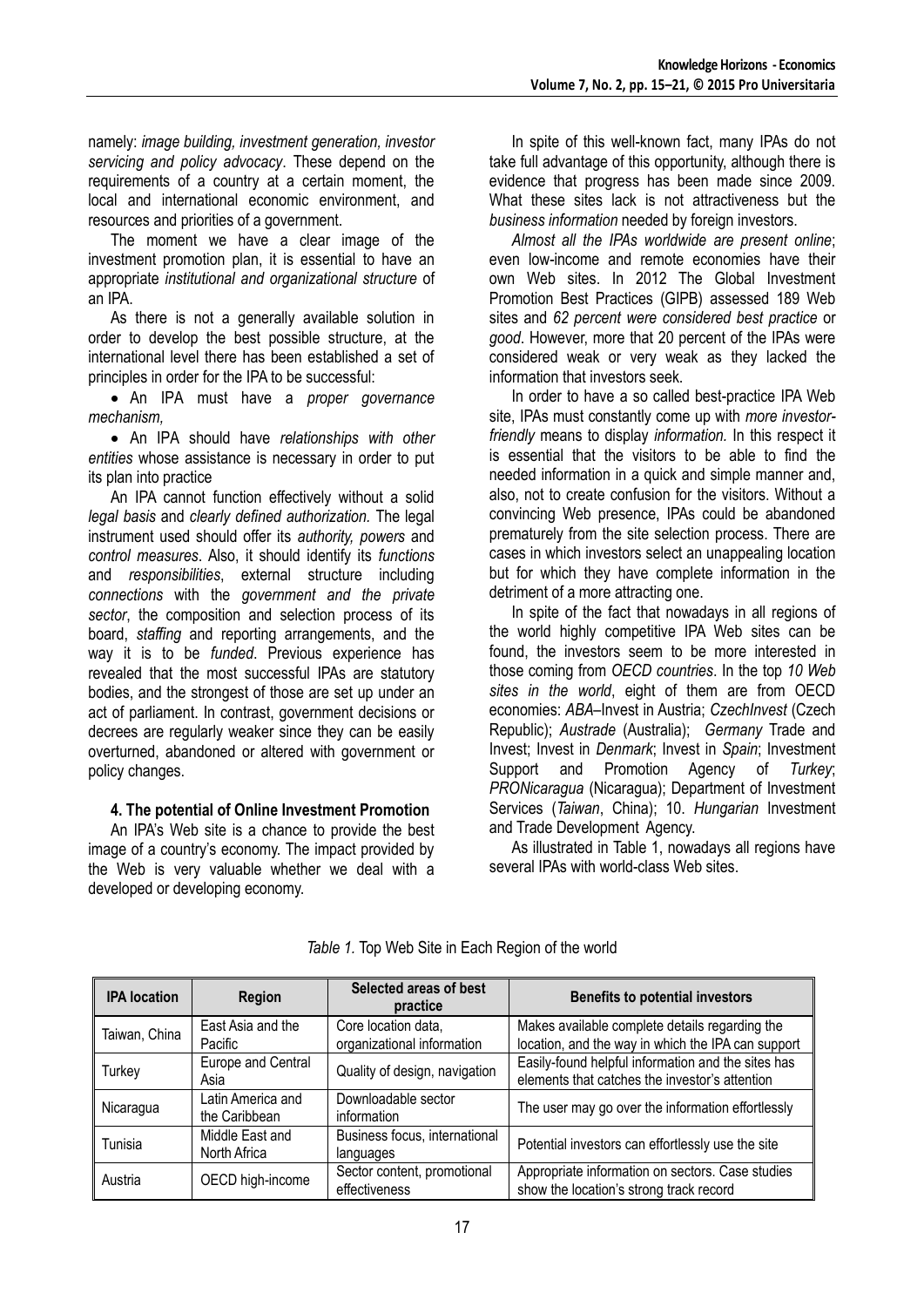namely: *image building, investment generation, investor servicing and policy advocacy*. These depend on the requirements of a country at a certain moment, the local and international economic environment, and resources and priorities of a government.

The moment we have a clear image of the investment promotion plan, it is essential to have an appropriate *institutional and organizational structure* of an IPA.

As there is not a generally available solution in order to develop the best possible structure, at the international level there has been established a set of principles in order for the IPA to be successful:

- An IPA must have a *proper governance mechanism,*
- An IPA should have *relationships with other entities* whose assistance is necessary in order to put its plan into practice

An IPA cannot function effectively without a solid *legal basis* and *clearly defined authorization.* The legal instrument used should offer its *authority, powers* and *control measures*. Also, it should identify its *functions* and *responsibilities*, external structure including *connections* with the *government and the private sector*, the composition and selection process of its board, *staffing* and reporting arrangements, and the way it is to be *funded*. Previous experience has revealed that the most successful IPAs are statutory bodies, and the strongest of those are set up under an act of parliament. In contrast, government decisions or decrees are regularly weaker since they can be easily overturned, abandoned or altered with government or policy changes.

### 4. The potential of Online Investment Promotion

An IPA's Web site is a chance to provide the best image of a country's economy. The impact provided by the Web is very valuable whether we deal with a developed or developing economy.

In spite of this well-known fact, many IPAs do not take full advantage of this opportunity, although there is evidence that progress has been made since 2009. What these sites lack is not attractiveness but the *business information* needed by foreign investors.

*Almost all the IPAs worldwide are present online*; even low-income and remote economies have their own Web sites. In 2012 The Global Investment Promotion Best Practices (GIPB) assessed 189 Web sites and *62 percent were considered best practice* or *good*. However, more that 20 percent of the IPAs were considered weak or very weak as they lacked the information that investors seek.

In order to have a so called best-practice IPA Web site, IPAs must constantly come up with *more investor-friendly* means to display *information*. In this respect it is essential that the visitors to be able to find the needed information in a quick and simple manner and, also, not to create confusion for the visitors. Without a convincing Web presence, IPAs could be abandoned prematurely from the site selection process. There are cases in which investors select an unappealing location but for which they have complete information in the detriment of a more attracting one.

In spite of the fact that nowadays in all regions of the world highly competitive IPA Web sites can be found, the investors seem to be more interested in those coming from *OECD countries*. In the top *10 Web sites in the world*, eight of them are from OECD economies: *ABA*–Invest in Austria; *CzechInvest* (Czech Republic); *Austrade* (Australia); *Germany* Trade and Invest; Invest in *Denmark*; Invest in *Spain*; Investment Support and Promotion Agency of *Turkey*; *PRONicaragua* (Nicaragua); Department of Investment Services (*Taiwan*, China); 10. *Hungarian* Investment and Trade Development Agency.

As illustrated in Table 1, nowadays all regions have several IPAs with world-class Web sites.

*Table 1.* Top Web Site in Each Region of the world

| IPA location | Region | Selected areas of best practice | Benefits to potential investors |
|---|---|---|---|
| Taiwan, China | East Asia and the Pacific | Core location data, organizational information | Makes available complete details regarding the location, and the way in which the IPA can support |
| Turkey | Europe and Central Asia | Quality of design, navigation | Easily-found helpful information and the sites has elements that catches the investor's attention |
| Nicaragua | Latin America and the Caribbean | Downloadable sector information | The user may go over the information effortlessly |
| Tunisia | Middle East and North Africa | Business focus, international languages | Potential investors can effortlessly use the site |
| Austria | OECD high-income | Sector content, promotional effectiveness | Appropriate information on sectors. Case studies show the location's strong track record |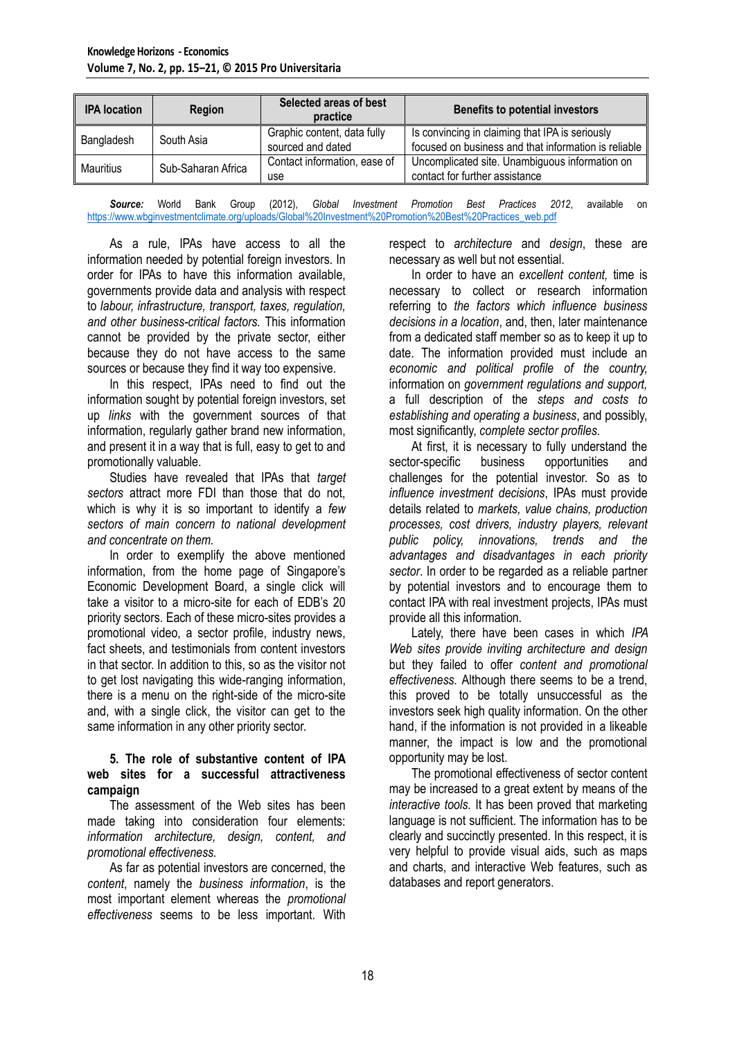| IPA location | Region | Selected areas of best practice | Benefits to potential investors |
| --- | --- | --- | --- |
| Bangladesh | South Asia | Graphic content, data fully sourced and dated | Is convincing in claiming that IPA is seriously focused on business and that information is reliable |
| Mauritius | Sub-Saharan Africa | Contact information, ease of use | Uncomplicated site. Unambiguous information on contact for further assistance |

***Source:*** World Bank Group (2012), *Global Investment Promotion Best Practices 2012*, available on https://www.wbginvestmentclimate.org/uploads/Global%20Investment%20Promotion%20Best%20Practices_web.pdf

As a rule, IPAs have access to all the information needed by potential foreign investors. In order for IPAs to have this information available, governments provide data and analysis with respect to *labour, infrastructure, transport, taxes, regulation, and other business-critical factors.* This information cannot be provided by the private sector, either because they do not have access to the same sources or because they find it way too expensive.

In this respect, IPAs need to find out the information sought by potential foreign investors, set up *links* with the government sources of that information, regularly gather brand new information, and present it in a way that is full, easy to get to and promotionally valuable.

Studies have revealed that IPAs that *target sectors* attract more FDI than those that do not, which is why it is so important to identify a *few sectors of main concern to national development and concentrate on them.*

In order to exemplify the above mentioned information, from the home page of Singapore's Economic Development Board, a single click will take a visitor to a micro-site for each of EDB's 20 priority sectors. Each of these micro-sites provides a promotional video, a sector profile, industry news, fact sheets, and testimonials from content investors in that sector. In addition to this, so as the visitor not to get lost navigating this wide-ranging information, there is a menu on the right-side of the micro-site and, with a single click, the visitor can get to the same information in any other priority sector.

### 5. The role of substantive content of IPA web sites for a successful attractiveness campaign

The assessment of the Web sites has been made taking into consideration four elements: *information architecture, design, content, and promotional effectiveness.*

As far as potential investors are concerned, the *content*, namely the *business information*, is the most important element whereas the *promotional effectiveness* seems to be less important. With respect to *architecture* and *design*, these are necessary as well but not essential.

In order to have an *excellent content,* time is necessary to collect or research information referring to *the factors which influence business decisions in a location*, and, then, later maintenance from a dedicated staff member so as to keep it up to date. The information provided must include an *economic and political profile of the country,* information on *government regulations and support,* a full description of the *steps and costs to establishing and operating a business*, and possibly, most significantly, *complete sector profiles.*

At first, it is necessary to fully understand the sector-specific business opportunities and challenges for the potential investor. So as to *influence investment decisions*, IPAs must provide details related to *markets, value chains, production processes, cost drivers, industry players, relevant public policy, innovations, trends and the advantages and disadvantages in each priority sector*. In order to be regarded as a reliable partner by potential investors and to encourage them to contact IPA with real investment projects, IPAs must provide all this information.

Lately, there have been cases in which *IPA Web sites provide inviting architecture and design* but they failed to offer *content and promotional effectiveness.* Although there seems to be a trend, this proved to be totally unsuccessful as the investors seek high quality information. On the other hand, if the information is not provided in a likeable manner, the impact is low and the promotional opportunity may be lost.

The promotional effectiveness of sector content may be increased to a great extent by means of the *interactive tools.* It has been proved that marketing language is not sufficient. The information has to be clearly and succinctly presented. In this respect, it is very helpful to provide visual aids, such as maps and charts, and interactive Web features, such as databases and report generators.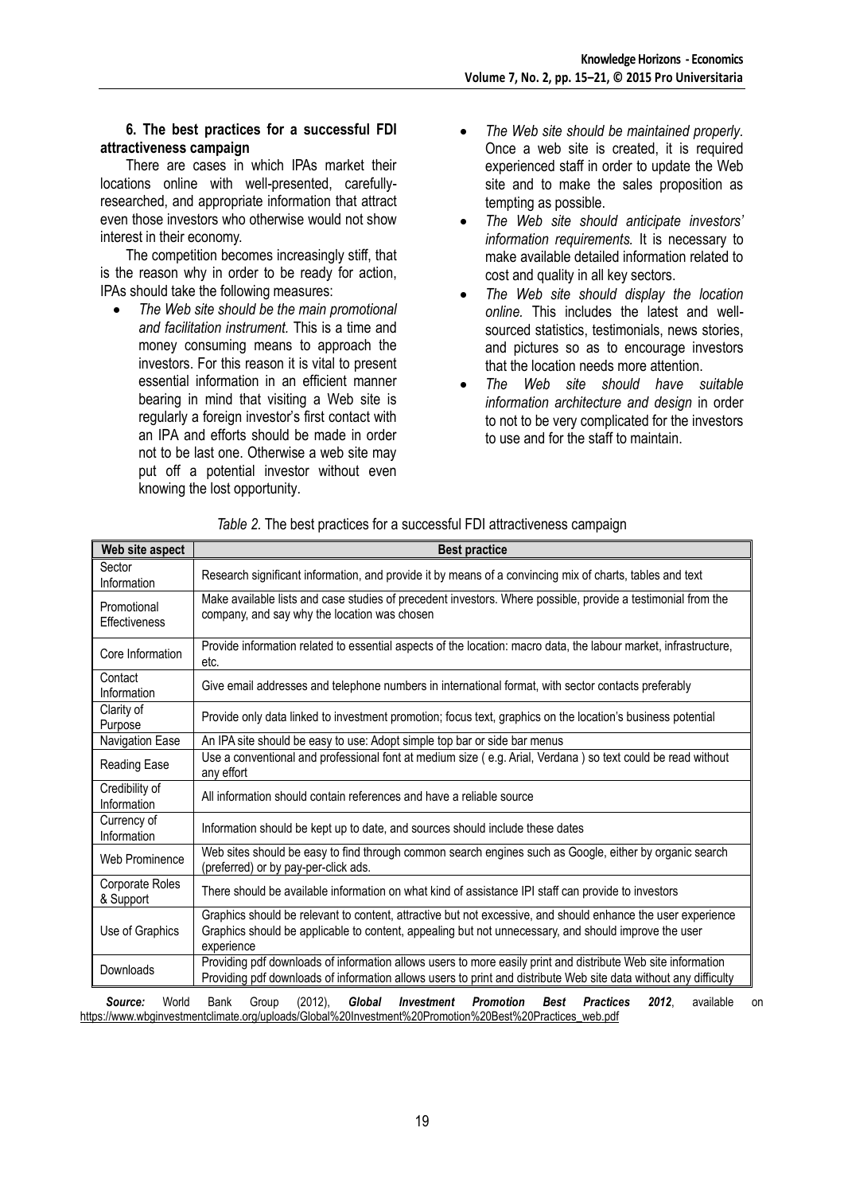### 6. The best practices for a successful FDI attractiveness campaign

There are cases in which IPAs market their locations online with well-presented, carefully-researched, and appropriate information that attract even those investors who otherwise would not show interest in their economy.

The competition becomes increasingly stiff, that is the reason why in order to be ready for action, IPAs should take the following measures:

- *The Web site should be the main promotional and facilitation instrument.* This is a time and money consuming means to approach the investors. For this reason it is vital to present essential information in an efficient manner bearing in mind that visiting a Web site is regularly a foreign investor's first contact with an IPA and efforts should be made in order not to be last one. Otherwise a web site may put off a potential investor without even knowing the lost opportunity.
- *The Web site should be maintained properly.* Once a web site is created, it is required experienced staff in order to update the Web site and to make the sales proposition as tempting as possible.
- *The Web site should anticipate investors' information requirements.* It is necessary to make available detailed information related to cost and quality in all key sectors.
- *The Web site should display the location online.* This includes the latest and well-sourced statistics, testimonials, news stories, and pictures so as to encourage investors that the location needs more attention.
- *The Web site should have suitable information architecture and design* in order to not to be very complicated for the investors to use and for the staff to maintain.

*Table 2.* The best practices for a successful FDI attractiveness campaign

| Web site aspect | Best practice |
| --- | --- |
| Sector Information | Research significant information, and provide it by means of a convincing mix of charts, tables and text |
| Promotional Effectiveness | Make available lists and case studies of precedent investors. Where possible, provide a testimonial from the company, and say why the location was chosen |
| Core Information | Provide information related to essential aspects of the location: macro data, the labour market, infrastructure, etc. |
| Contact Information | Give email addresses and telephone numbers in international format, with sector contacts preferably |
| Clarity of Purpose | Provide only data linked to investment promotion; focus text, graphics on the location's business potential |
| Navigation Ease | An IPA site should be easy to use: Adopt simple top bar or side bar menus |
| Reading Ease | Use a conventional and professional font at medium size ( e.g. Arial, Verdana ) so text could be read without any effort |
| Credibility of Information | All information should contain references and have a reliable source |
| Currency of Information | Information should be kept up to date, and sources should include these dates |
| Web Prominence | Web sites should be easy to find through common search engines such as Google, either by organic search (preferred) or by pay-per-click ads. |
| Corporate Roles & Support | There should be available information on what kind of assistance IPI staff can provide to investors |
| Use of Graphics | Graphics should be relevant to content, attractive but not excessive, and should enhance the user experience Graphics should be applicable to content, appealing but not unnecessary, and should improve the user experience |
| Downloads | Providing pdf downloads of information allows users to more easily print and distribute Web site information Providing pdf downloads of information allows users to print and distribute Web site data without any difficulty |

***Source:*** World Bank Group (2012), ***Global Investment Promotion Best Practices 2012***, available on https://www.wbginvestmentclimate.org/uploads/Global%20Investment%20Promotion%20Best%20Practices_web.pdf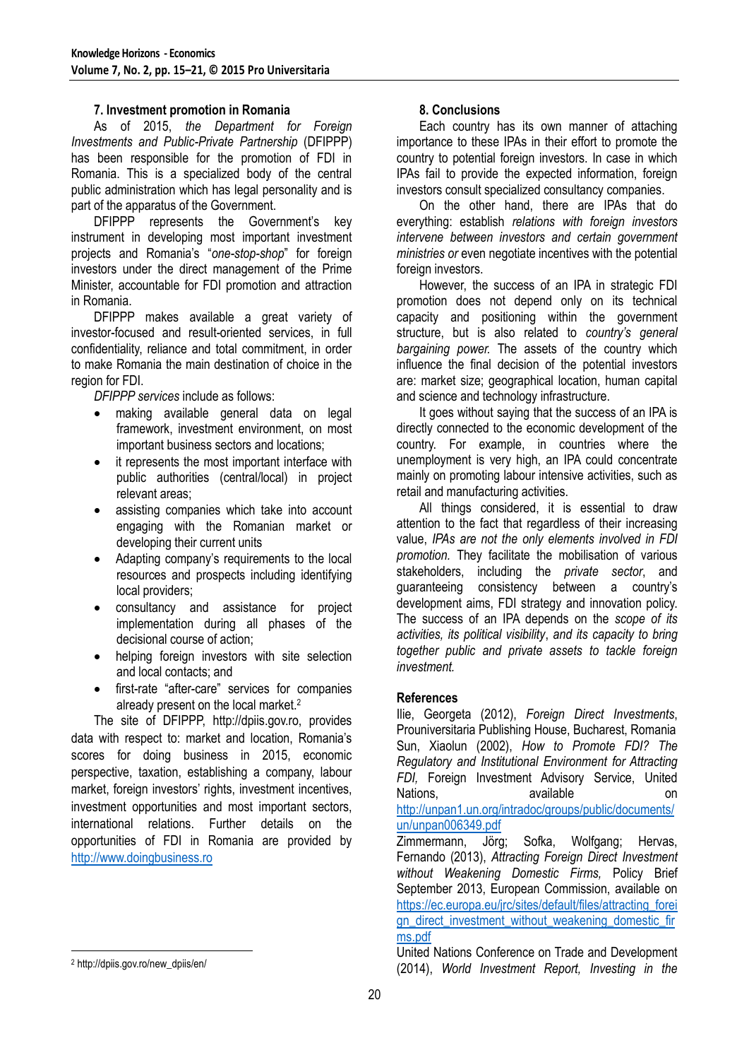### 7. Investment promotion in Romania

As of 2015, *the Department for Foreign Investments and Public-Private Partnership* (DFIPPP) has been responsible for the promotion of FDI in Romania. This is a specialized body of the central public administration which has legal personality and is part of the apparatus of the Government.

DFIPPP represents the Government's key instrument in developing most important investment projects and Romania's "*one-stop-shop*" for foreign investors under the direct management of the Prime Minister, accountable for FDI promotion and attraction in Romania.

DFIPPP makes available a great variety of investor-focused and result-oriented services, in full confidentiality, reliance and total commitment, in order to make Romania the main destination of choice in the region for FDI.

*DFIPPP services* include as follows:

- making available general data on legal framework, investment environment, on most important business sectors and locations;
- it represents the most important interface with public authorities (central/local) in project relevant areas;
- assisting companies which take into account engaging with the Romanian market or developing their current units
- Adapting company's requirements to the local resources and prospects including identifying local providers;
- consultancy and assistance for project implementation during all phases of the decisional course of action;
- helping foreign investors with site selection and local contacts; and
- first-rate "after-care" services for companies already present on the local market.[2]

The site of DFIPPP, http://dpiis.gov.ro, provides data with respect to: market and location, Romania's scores for doing business in 2015, economic perspective, taxation, establishing a company, labour market, foreign investors' rights, investment incentives, investment opportunities and most important sectors, international relations. Further details on the opportunities of FDI in Romania are provided by http://www.doingbusiness.ro

[2] http://dpiis.gov.ro/new_dpiis/en/

### 8. Conclusions

Each country has its own manner of attaching importance to these IPAs in their effort to promote the country to potential foreign investors. In case in which IPAs fail to provide the expected information, foreign investors consult specialized consultancy companies.

On the other hand, there are IPAs that do everything: establish *relations with foreign investors intervene between investors and certain government ministries or* even negotiate incentives with the potential foreign investors.

However, the success of an IPA in strategic FDI promotion does not depend only on its technical capacity and positioning within the government structure, but is also related to *country's general bargaining power.* The assets of the country which influence the final decision of the potential investors are: market size; geographical location, human capital and science and technology infrastructure.

It goes without saying that the success of an IPA is directly connected to the economic development of the country. For example, in countries where the unemployment is very high, an IPA could concentrate mainly on promoting labour intensive activities, such as retail and manufacturing activities.

All things considered, it is essential to draw attention to the fact that regardless of their increasing value, *IPAs are not the only elements involved in FDI promotion.* They facilitate the mobilisation of various stakeholders, including the *private sector*, and guaranteeing consistency between a country's development aims, FDI strategy and innovation policy. The success of an IPA depends on the *scope of its activities, its political visibility*, *and its capacity to bring together public and private assets to tackle foreign investment.*

### References

Ilie, Georgeta (2012), *Foreign Direct Investments*, Prouniversitaria Publishing House, Bucharest, Romania

Sun, Xiaolun (2002), *How to Promote FDI? The Regulatory and Institutional Environment for Attracting FDI,* Foreign Investment Advisory Service, United Nations, available on http://unpan1.un.org/intradoc/groups/public/documents/un/unpan006349.pdf

Zimmermann, Jörg; Sofka, Wolfgang; Hervas, Fernando (2013), *Attracting Foreign Direct Investment without Weakening Domestic Firms,* Policy Brief September 2013, European Commission, available on https://ec.europa.eu/jrc/sites/default/files/attracting_foreign_direct_investment_without_weakening_domestic_firms.pdf

United Nations Conference on Trade and Development (2014), *World Investment Report, Investing in the*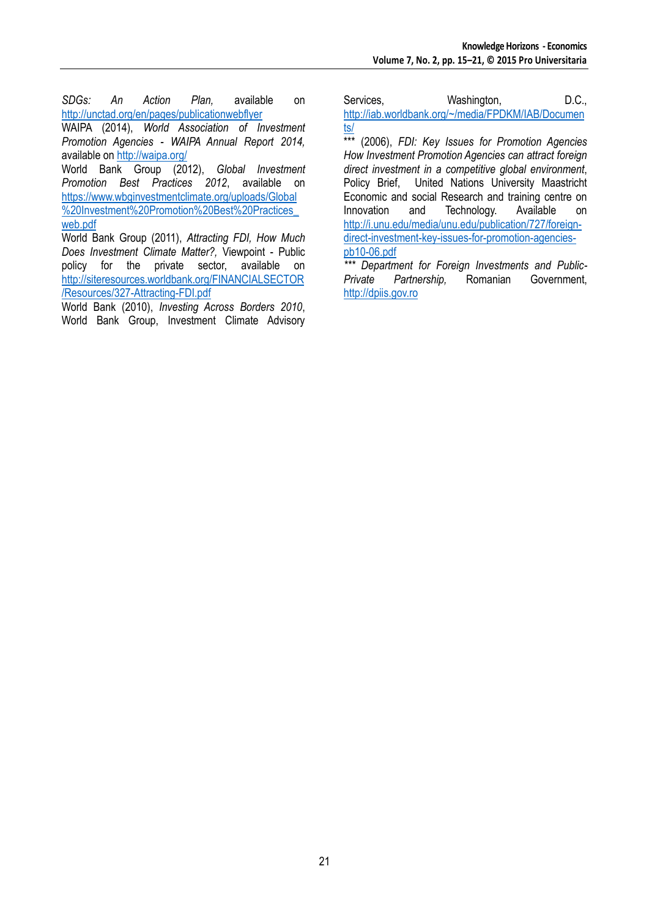*SDGs: An Action Plan,* available on http://unctad.org/en/pages/publicationwebflyer

WAIPA (2014), *World Association of Investment Promotion Agencies - WAIPA Annual Report 2014,* available on http://waipa.org/

World Bank Group (2012), *Global Investment Promotion Best Practices 2012*, available on https://www.wbginvestmentclimate.org/uploads/Global%20Investment%20Promotion%20Best%20Practices_web.pdf

World Bank Group (2011), *Attracting FDI, How Much Does Investment Climate Matter?,* Viewpoint - Public policy for the private sector, available on http://siteresources.worldbank.org/FINANCIALSECTOR/Resources/327-Attracting-FDI.pdf

World Bank (2010), *Investing Across Borders 2010*, World Bank Group, Investment Climate Advisory Services, Washington, D.C., http://iab.worldbank.org/~/media/FPDKM/IAB/Documents/

*** (2006), *FDI: Key Issues for Promotion Agencies How Investment Promotion Agencies can attract foreign direct investment in a competitive global environment*, Policy Brief, United Nations University Maastricht Economic and social Research and training centre on Innovation and Technology. Available on http://i.unu.edu/media/unu.edu/publication/727/foreign-direct-investment-key-issues-for-promotion-agencies-pb10-06.pdf

*** *Department for Foreign Investments and Public-Private Partnership,* Romanian Government, http://dpiis.gov.ro